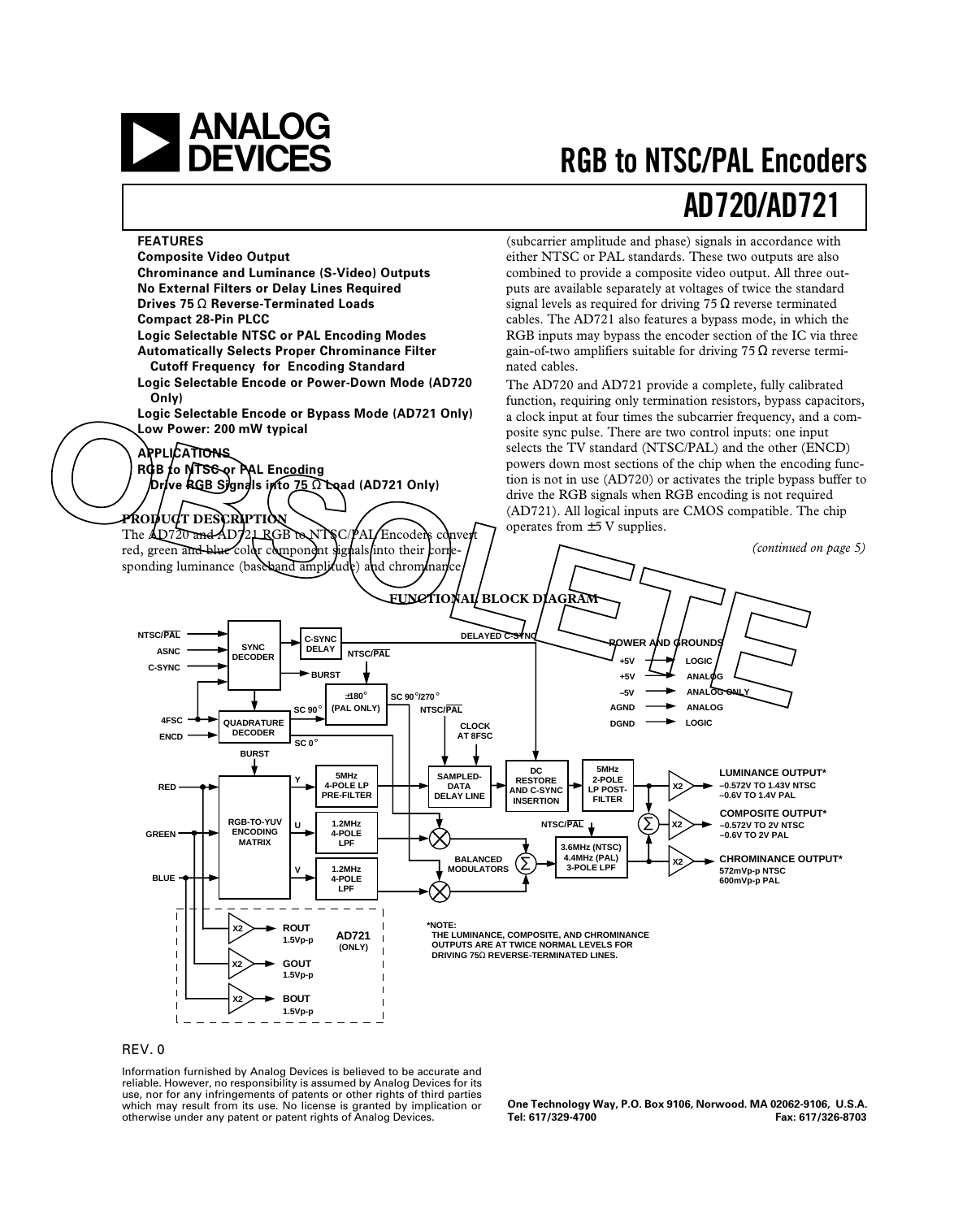# ANALOG DEVICES

# RGB to NTSC/PAL Encoders

# AD720/AD721

### FEATURES

**Composite Video Output**
**Chrominance and Luminance (S-Video) Outputs**
**No External Filters or Delay Lines Required**
**Drives 75 Ω Reverse-Terminated Loads**
**Compact 28-Pin PLCC**
**Logic Selectable NTSC or PAL Encoding Modes**
**Automatically Selects Proper Chrominance Filter Cutoff Frequency for Encoding Standard**
**Logic Selectable Encode or Power-Down Mode (AD720 Only)**
**Logic Selectable Encode or Bypass Mode (AD721 Only)**
**Low Power: 200 mW typical**

### APPLICATIONS

**RGB to NTSC or PAL Encoding**
**Drive RGB Signals into 75 Ω Load (AD721 Only)**

### PRODUCT DESCRIPTION

The AD720 and AD721 RGB to NTSC/PAL Encoders convert red, green and blue color component signals into their corresponding luminance (baseband amplitude) and chrominance (subcarrier amplitude and phase) signals in accordance with either NTSC or PAL standards. These two outputs are also combined to provide a composite video output. All three outputs are available separately at voltages of twice the standard signal levels as required for driving 75 Ω reverse terminated cables. The AD721 also features a bypass mode, in which the RGB inputs may bypass the encoder section of the IC via three gain-of-two amplifiers suitable for driving 75 Ω reverse terminated cables.

The AD720 and AD721 provide a complete, fully calibrated function, requiring only termination resistors, bypass capacitors, a clock input at four times the subcarrier frequency, and a composite sync pulse. There are two control inputs: one input selects the TV standard (NTSC/PAL) and the other (ENCD) powers down most sections of the chip when the encoding function is not in use (AD720) or activates the triple bypass buffer to drive the RGB signals when RGB encoding is not required (AD721). All logical inputs are CMOS compatible. The chip operates from ±5 V supplies.

*(continued on page 5)*

### FUNCTIONAL BLOCK DIAGRAM

NTSC/PAL
ASNC
C-SYNC
SYNC DECODER
C-SYNC DELAY
NTSC/PAL
DELAYED C-SYNC
BURST
±180° (PAL ONLY)
SC 90°
SC 90°/270°
NTSC/PAL
4FSC
ENCD
QUADRATURE DECODER
SC 0°
CLOCK AT 8FSC
BURST
RED
GREEN
BLUE
RGB-TO-YUV ENCODING MATRIX
Y
U
V
5MHz 4-POLE LP PRE-FILTER
1.2MHz 4-POLE LPF
1.2MHz 4-POLE LPF
SAMPLED-DATA DELAY LINE
DC RESTORE AND C-SYNC INSERTION
5MHz 2-POLE LP POST-FILTER
BALANCED MODULATORS
NTSC/PAL
3.6MHz (NTSC) 4.4MHz (PAL) 3-POLE LPF
X2
LUMINANCE OUTPUT*
–0.572V TO 1.43V NTSC
–0.6V TO 1.4V PAL
COMPOSITE OUTPUT*
–0.572V TO 2V NTSC
–0.6V TO 2V PAL
CHROMINANCE OUTPUT*
572mVp-p NTSC
600mVp-p PAL
POWER AND GROUNDS
+5V → LOGIC
+5V → ANALOG
–5V → ANALOG ONLY
AGND → ANALOG
DGND → LOGIC
X2 ROUT 1.5Vp-p
X2 GOUT 1.5Vp-p
X2 BOUT 1.5Vp-p
AD721 (ONLY)

*NOTE:
THE LUMINANCE, COMPOSITE, AND CHROMINANCE OUTPUTS ARE AT TWICE NORMAL LEVELS FOR DRIVING 75Ω REVERSE-TERMINATED LINES.

REV. 0

Information furnished by Analog Devices is believed to be accurate and reliable. However, no responsibility is assumed by Analog Devices for its use, nor for any infringements of patents or other rights of third parties which may result from its use. No license is granted by implication or otherwise under any patent or patent rights of Analog Devices.

One Technology Way, P.O. Box 9106, Norwood. MA 02062-9106, U.S.A.
Tel: 617/329-4700 Fax: 617/326-8703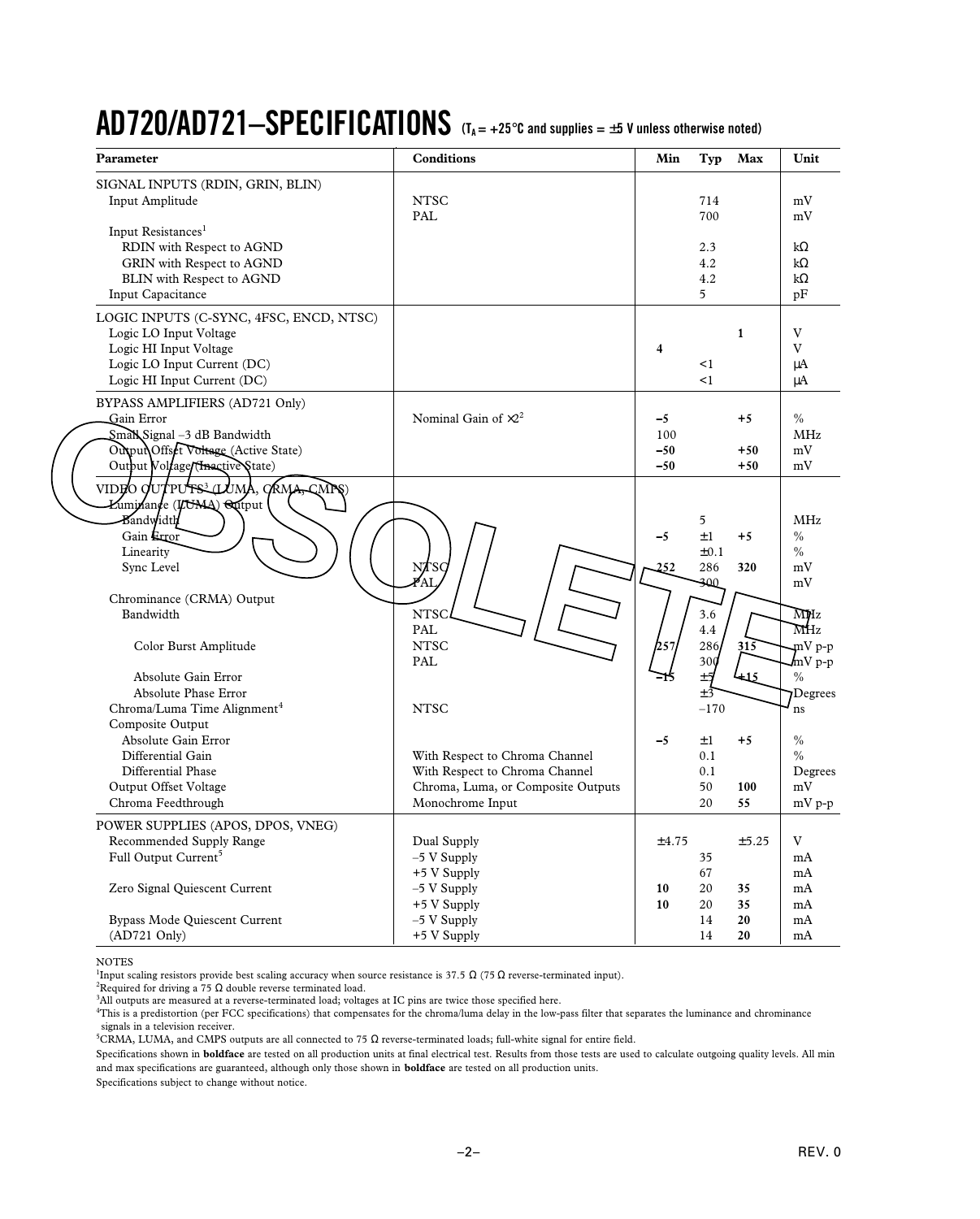# AD720/AD721–SPECIFICATIONS ($T_A$ = +25°C and supplies = ±5 V unless otherwise noted)

| Parameter | Conditions | Min | Typ | Max | Unit |
|---|---|---|---|---|---|
| SIGNAL INPUTS (RDIN, GRIN, BLIN) | | | | | |
| Input Amplitude | NTSC | | 714 | | mV |
| | PAL | | 700 | | mV |
| Input Resistances[1] | | | | | |
| RDIN with Respect to AGND | | | 2.3 | | kΩ |
| GRIN with Respect to AGND | | | 4.2 | | kΩ |
| BLIN with Respect to AGND | | | 4.2 | | kΩ |
| Input Capacitance | | | 5 | | pF |
| LOGIC INPUTS (C-SYNC, 4FSC, ENCD, NTSC) | | | | | |
| Logic LO Input Voltage | | | | **1** | V |
| Logic HI Input Voltage | | **4** | | | V |
| Logic LO Input Current (DC) | | | <1 | | µA |
| Logic HI Input Current (DC) | | | <1 | | µA |
| BYPASS AMPLIFIERS (AD721 Only) | | | | | |
| Gain Error | Nominal Gain of ×2[2] | **–5** | | **+5** | % |
| Small Signal –3 dB Bandwidth | | 100 | | | MHz |
| Output Offset Voltage (Active State) | | **–50** | | **+50** | mV |
| Output Voltage (Inactive State) | | **–50** | | **+50** | mV |
| VIDEO OUTPUTS[3] (LUMA, CRMA, CMPS) | | | | | |
| Luminance (LUMA) Output | | | | | |
| Bandwidth | | | 5 | | MHz |
| Gain Error | | **–5** | ±1 | **+5** | % |
| Linearity | | | ±0.1 | | % |
| Sync Level | NTSC | **252** | 286 | **320** | mV |
| | PAL | | 300 | | mV |
| Chrominance (CRMA) Output | | | | | |
| Bandwidth | NTSC | | 3.6 | | MHz |
| | PAL | | 4.4 | | MHz |
| Color Burst Amplitude | NTSC | **257** | 286 | **315** | mV p-p |
| | PAL | | 300 | | mV p-p |
| Absolute Gain Error | | **–15** | ±5 | **+15** | % |
| Absolute Phase Error | | | ±3 | | Degrees |
| Chroma/Luma Time Alignment[4] | NTSC | | –170 | | ns |
| Composite Output | | | | | |
| Absolute Gain Error | | **–5** | ±1 | **+5** | % |
| Differential Gain | With Respect to Chroma Channel | | 0.1 | | % |
| Differential Phase | With Respect to Chroma Channel | | 0.1 | | Degrees |
| Output Offset Voltage | Chroma, Luma, or Composite Outputs | | 50 | **100** | mV |
| Chroma Feedthrough | Monochrome Input | | 20 | **55** | mV p-p |
| POWER SUPPLIES (APOS, DPOS, VNEG) | | | | | |
| Recommended Supply Range | Dual Supply | ±4.75 | | ±5.25 | V |
| Full Output Current[5] | –5 V Supply | | 35 | | mA |
| | +5 V Supply | | 67 | | mA |
| Zero Signal Quiescent Current | –5 V Supply | **10** | 20 | **35** | mA |
| | +5 V Supply | **10** | 20 | **35** | mA |
| Bypass Mode Quiescent Current | –5 V Supply | | 14 | **20** | mA |
| (AD721 Only) | +5 V Supply | | 14 | **20** | mA |

NOTES

[1]Input scaling resistors provide best scaling accuracy when source resistance is 37.5 Ω (75 Ω reverse-terminated input).

[2]Required for driving a 75 Ω double reverse terminated load.

[3]All outputs are measured at a reverse-terminated load; voltages at IC pins are twice those specified here.

[4]This is a predistortion (per FCC specifications) that compensates for the chroma/luma delay in the low-pass filter that separates the luminance and chrominance signals in a television receiver.

[5]CRMA, LUMA, and CMPS outputs are all connected to 75 Ω reverse-terminated loads; full-white signal for entire field.

Specifications shown in **boldface** are tested on all production units at final electrical test. Results from those tests are used to calculate outgoing quality levels. All min and max specifications are guaranteed, although only those shown in **boldface** are tested on all production units.

Specifications subject to change without notice.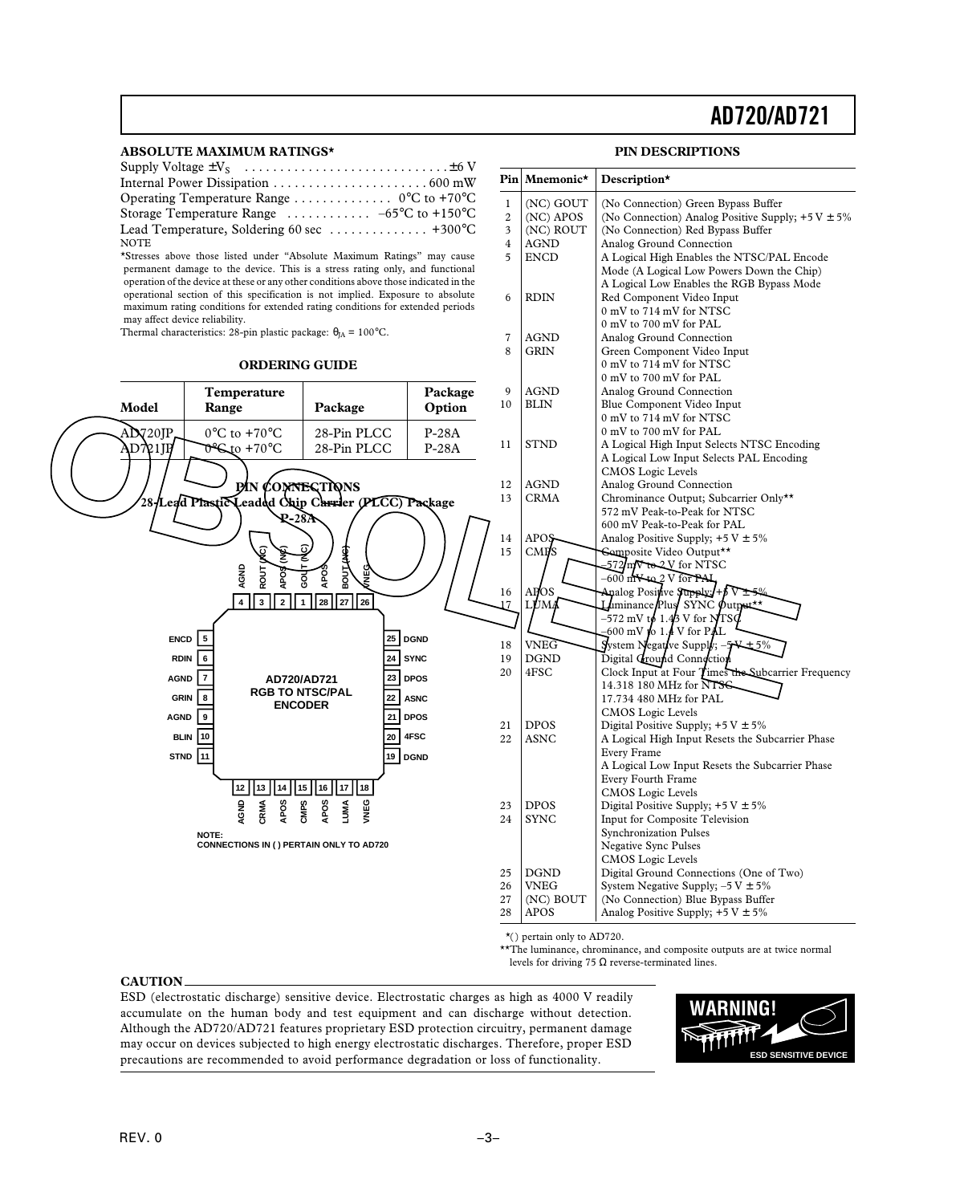## ABSOLUTE MAXIMUM RATINGS*

Supply Voltage $\pm V_S$ . . . . . . . . . . . . . . . . . . . . . . . . . . . . ±6 V
Internal Power Dissipation . . . . . . . . . . . . . . . . . . . . . . 600 mW
Operating Temperature Range . . . . . . . . . . . . . 0°C to +70°C
Storage Temperature Range . . . . . . . . . . . –65°C to +150°C
Lead Temperature, Soldering 60 sec . . . . . . . . . . . . . +300°C

NOTE

*Stresses above those listed under "Absolute Maximum Ratings" may cause permanent damage to the device. This is a stress rating only, and functional operation of the device at these or any other conditions above those indicated in the operational section of this specification is not implied. Exposure to absolute maximum rating conditions for extended rating conditions for extended periods may affect device reliability.

Thermal characteristics: 28-pin plastic package: $\theta_{JA}$ = 100°C.

## ORDERING GUIDE

| Model | Temperature Range | Package | Package Option |
|---|---|---|---|
| AD720JP | 0°C to +70°C | 28-Pin PLCC | P-28A |
| AD721JP | 0°C to +70°C | 28-Pin PLCC | P-28A |

## PIN CONNECTIONS

**28-Lead Plastic Leaded Chip Carrier (PLCC) Package**
**P-28A**

AD720/AD721
RGB TO NTSC/PAL
ENCODER

4 AGND
3 ROUT (NC)
2 APOS (NC)
1 GOUT (NC)
28 APOS
27 BOUT (NC)
26 VNEG
5 ENCD
6 RDIN
7 AGND
8 GRIN
9 AGND
10 BLIN
11 STND
12 AGND
13 CRMA
14 APOS
15 CMPS
16 APOS
17 LUMA
18 VNEG
25 DGND
24 SYNC
23 DPOS
22 ASNC
21 DPOS
20 4FSC
19 DGND

NOTE:
CONNECTIONS IN ( ) PERTAIN ONLY TO AD720

## PIN DESCRIPTIONS

| Pin | Mnemonic* | Description* |
|---|---|---|
| 1 | (NC) GOUT | (No Connection) Green Bypass Buffer |
| 2 | (NC) APOS | (No Connection) Analog Positive Supply; +5 V ± 5% |
| 3 | (NC) ROUT | (No Connection) Red Bypass Buffer |
| 4 | AGND | Analog Ground Connection |
| 5 | ENCD | A Logical High Enables the NTSC/PAL Encode Mode (A Logical Low Powers Down the Chip) A Logical Low Enables the RGB Bypass Mode |
| 6 | RDIN | Red Component Video Input 0 mV to 714 mV for NTSC 0 mV to 700 mV for PAL |
| 7 | AGND | Analog Ground Connection |
| 8 | GRIN | Green Component Video Input 0 mV to 714 mV for NTSC 0 mV to 700 mV for PAL |
| 9 | AGND | Analog Ground Connection |
| 10 | BLIN | Blue Component Video Input 0 mV to 714 mV for NTSC 0 mV to 700 mV for PAL |
| 11 | STND | A Logical High Input Selects NTSC Encoding A Logical Low Input Selects PAL Encoding CMOS Logic Levels |
| 12 | AGND | Analog Ground Connection |
| 13 | CRMA | Chrominance Output; Subcarrier Only** 572 mV Peak-to-Peak for NTSC 600 mV Peak-to-Peak for PAL |
| 14 | APOS | Analog Positive Supply; +5 V ± 5% |
| 15 | CMPS | Composite Video Output** –572 mV to 2 V for NTSC –600 mV to 2 V for PAL |
| 16 | APOS | Analog Positive Supply; +5 V ± 5% |
| 17 | LUMA | Luminance Plus SYNC Output** –572 mV to 1.43 V for NTSC –600 mV to 1.4 V for PAL |
| 18 | VNEG | System Negative Supply; –5 V ± 5% |
| 19 | DGND | Digital Ground Connection |
| 20 | 4FSC | Clock Input at Four Times the Subcarrier Frequency 14.318 180 MHz for NTSC 17.734 480 MHz for PAL CMOS Logic Levels |
| 21 | DPOS | Digital Positive Supply; +5 V ± 5% |
| 22 | ASNC | A Logical High Input Resets the Subcarrier Phase Every Frame A Logical Low Input Resets the Subcarrier Phase Every Fourth Frame CMOS Logic Levels |
| 23 | DPOS | Digital Positive Supply; +5 V ± 5% |
| 24 | SYNC | Input for Composite Television Synchronization Pulses Negative Sync Pulses CMOS Logic Levels |
| 25 | DGND | Digital Ground Connections (One of Two) |
| 26 | VNEG | System Negative Supply; –5 V ± 5% |
| 27 | (NC) BOUT | (No Connection) Blue Bypass Buffer |
| 28 | APOS | Analog Positive Supply; +5 V ± 5% |

*() pertain only to AD720.

**The luminance, chrominance, and composite outputs are at twice normal levels for driving 75 Ω reverse-terminated lines.

## CAUTION

ESD (electrostatic discharge) sensitive device. Electrostatic charges as high as 4000 V readily accumulate on the human body and test equipment and can discharge without detection. Although the AD720/AD721 features proprietary ESD protection circuitry, permanent damage may occur on devices subjected to high energy electrostatic discharges. Therefore, proper ESD precautions are recommended to avoid performance degradation or loss of functionality.

WARNING!
ESD SENSITIVE DEVICE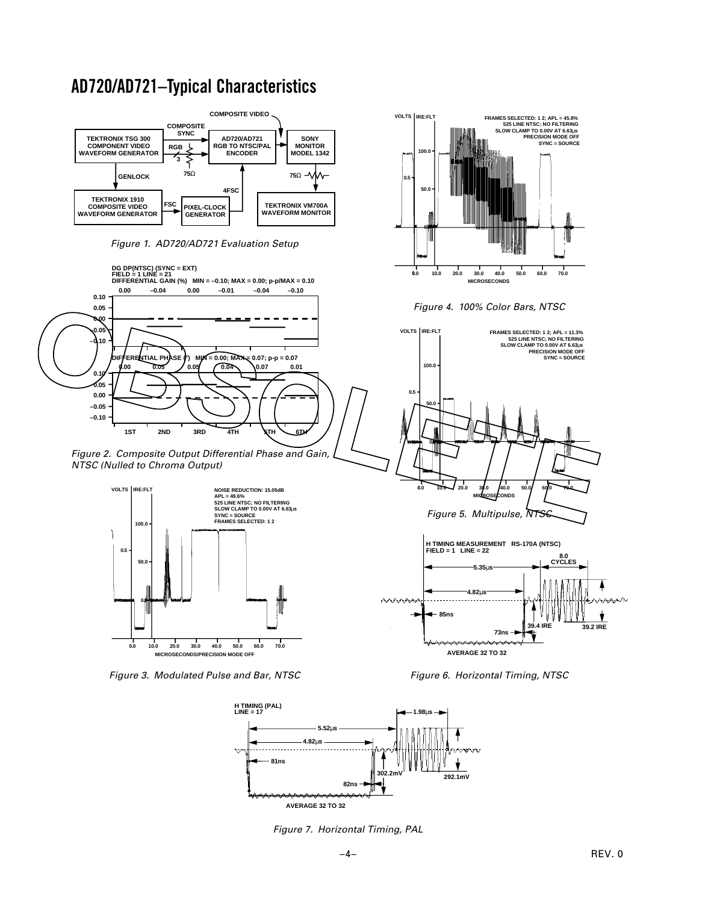# AD720/AD721–Typical Characteristics

COMPOSITE VIDEO
COMPOSITE SYNC
TEKTRONIX TSG 300 COMPONENT VIDEO WAVEFORM GENERATOR
RGB
3
75Ω
AD720/AD721 RGB TO NTSC/PAL ENCODER
SONY MONITOR MODEL 1342
GENLOCK
4FSC
75Ω
TEKTRONIX 1910 COMPOSITE VIDEO WAVEFORM GENERATOR
FSC
PIXEL-CLOCK GENERATOR
TEKTRONIX VM700A WAVEFORM MONITOR

*Figure 1. AD720/AD721 Evaluation Setup*

DG DP(NTSC) (SYNC = EXT)
FIELD = 1 LINE = 21
DIFFERENTIAL GAIN (%) MIN = –0.10; MAX = 0.00; p-p/MAX = 0.10
0.00 –0.04 0.00 –0.01 –0.04 –0.10
0.10
0.05
0.00
–0.05
–0.10
DIFFERENTIAL PHASE (°) MIN = 0.00; MAX = 0.07; p-p = 0.07
0.00 0.05 0.05 0.04 0.07 0.01
0.10
0.05
0.00
–0.05
–0.10
1ST 2ND 3RD 4TH 5TH 6TH

*Figure 2. Composite Output Differential Phase and Gain, NTSC (Nulled to Chroma Output)*

VOLTS IRE:FLT
NOISE REDUCTION: 15.05dB
APL = 49.6%
525 LINE NTSC; NO FILTERING
SLOW CLAMP TO 0.00V AT 6.63µs
SYNC = SOURCE
FRAMES SELECTED: 1 2
100.0
0.5
50.0
0
0.0 10.0 20.0 30.0 40.0 50.0 60.0 70.0
MICROSECONDS/PRECISION MODE OFF

*Figure 3. Modulated Pulse and Bar, NTSC*

VOLTS IRE:FLT
FRAMES SELECTED: 1 2; APL = 45.8%
525 LINE NTSC; NO FILTERING
SLOW CLAMP TO 0.00V AT 6.63µs
PRECISION MODE OFF
SYNC = SOURCE
100.0
0.5
50.0
0
0.0 10.0 20.0 30.0 40.0 50.0 60.0 70.0
MICROSECONDS

*Figure 4. 100% Color Bars, NTSC*

VOLTS IRE:FLT
FRAMES SELECTED: 1 2; APL = 11.3%
525 LINE NTSC; NO FILTERING
SLOW CLAMP TO 0.00V AT 6.63µs
PRECISION MODE OFF
SYNC = SOURCE
100.0
0.5
50.0
0
0.0 10.0 20.0 30.0 40.0 50.0 60.0 70.0
MICROSECONDS

*Figure 5. Multipulse, NTSC*

H TIMING MEASUREMENT RS-170A (NTSC)
FIELD = 1 LINE = 22
8.0 CYCLES
5.35µs
4.82µs
85ns
73ns
39.4 IRE
39.2 IRE
AVERAGE 32 TO 32

*Figure 6. Horizontal Timing, NTSC*

H TIMING (PAL)
LINE = 17
1.98µs
5.52µs
4.82µs
81ns
302.2mV
292.1mV
82ns
AVERAGE 32 TO 32

*Figure 7. Horizontal Timing, PAL*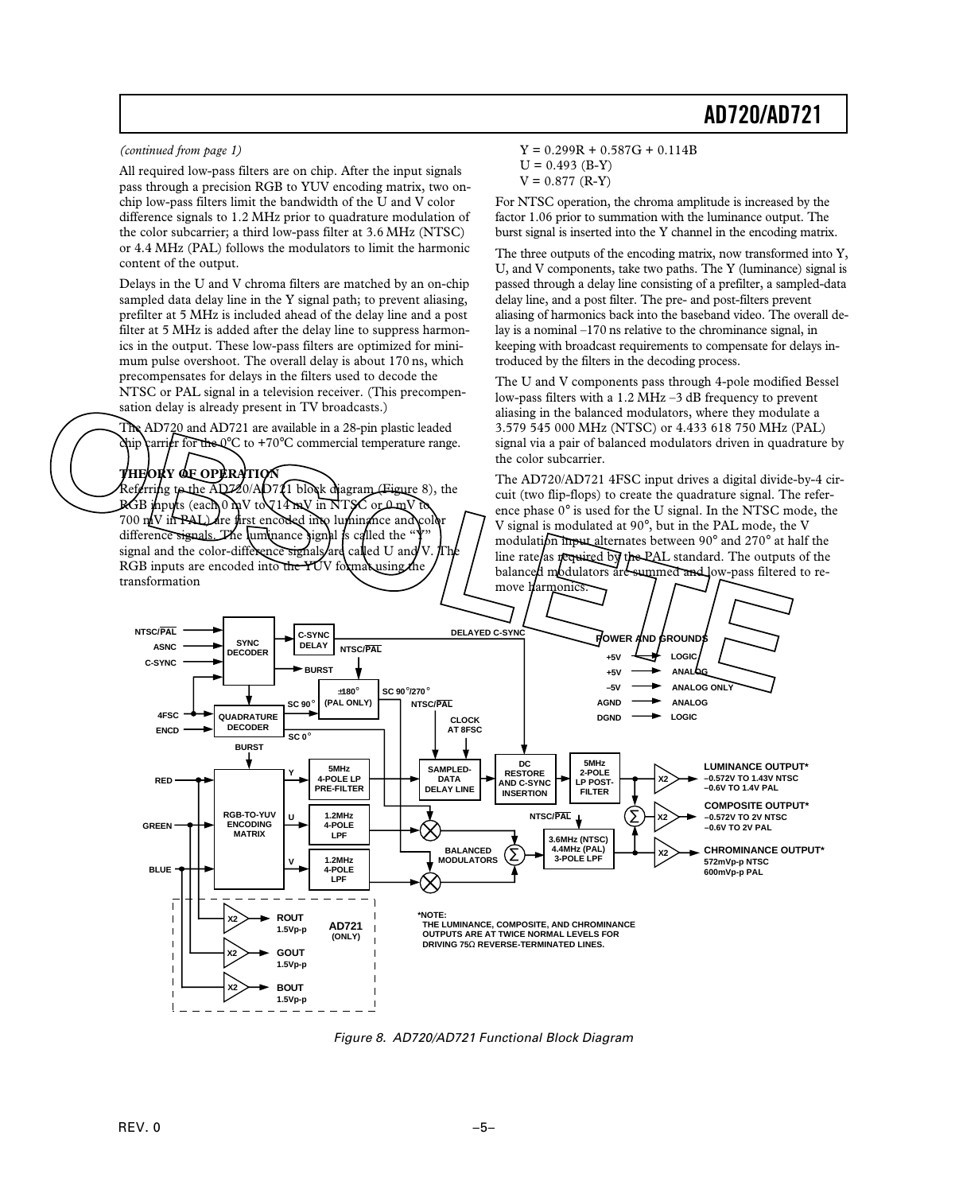*(continued from page 1)*

All required low-pass filters are on chip. After the input signals pass through a precision RGB to YUV encoding matrix, two on-chip low-pass filters limit the bandwidth of the U and V color difference signals to 1.2 MHz prior to quadrature modulation of the color subcarrier; a third low-pass filter at 3.6 MHz (NTSC) or 4.4 MHz (PAL) follows the modulators to limit the harmonic content of the output.

Delays in the U and V chroma filters are matched by an on-chip sampled data delay line in the Y signal path; to prevent aliasing, prefilter at 5 MHz is included ahead of the delay line and a post filter at 5 MHz is added after the delay line to suppress harmonics in the output. These low-pass filters are optimized for minimum pulse overshoot. The overall delay is about 170 ns, which precompensates for delays in the filters used to decode the NTSC or PAL signal in a television receiver. (This precompensation delay is already present in TV broadcasts.)

The AD720 and AD721 are available in a 28-pin plastic leaded chip carrier for the 0°C to +70°C commercial temperature range.

## THEORY OF OPERATION

Referring to the AD720/AD721 block diagram (Figure 8), the RGB inputs (each 0 mV to 714 mV in NTSC or 0 mV to 700 mV in PAL) are first encoded into luminance and color difference signals. The luminance signal is called the "Y" signal and the color-difference signals are called U and V. The RGB inputs are encoded into the YUV format using the transformation

$$Y = 0.299R + 0.587G + 0.114B$$
$$U = 0.493 (B-Y)$$
$$V = 0.877 (R-Y)$$

For NTSC operation, the chroma amplitude is increased by the factor 1.06 prior to summation with the luminance output. The burst signal is inserted into the Y channel in the encoding matrix.

The three outputs of the encoding matrix, now transformed into Y, U, and V components, take two paths. The Y (luminance) signal is passed through a delay line consisting of a prefilter, a sampled-data delay line, and a post filter. The pre- and post-filters prevent aliasing of harmonics back into the baseband video. The overall delay is a nominal –170 ns relative to the chrominance signal, in keeping with broadcast requirements to compensate for delays introduced by the filters in the decoding process.

The U and V components pass through 4-pole modified Bessel low-pass filters with a 1.2 MHz –3 dB frequency to prevent aliasing in the balanced modulators, where they modulate a 3.579 545 000 MHz (NTSC) or 4.433 618 750 MHz (PAL) signal via a pair of balanced modulators driven in quadrature by the color subcarrier.

The AD720/AD721 4FSC input drives a digital divide-by-4 circuit (two flip-flops) to create the quadrature signal. The reference phase 0° is used for the U signal. In the NTSC mode, the V signal is modulated at 90°, but in the PAL mode, the V modulation input alternates between 90° and 270° at half the line rate as required by the PAL standard. The outputs of the balanced modulators are summed and low-pass filtered to remove harmonics.

Figure 8. AD720/AD721 Functional Block Diagram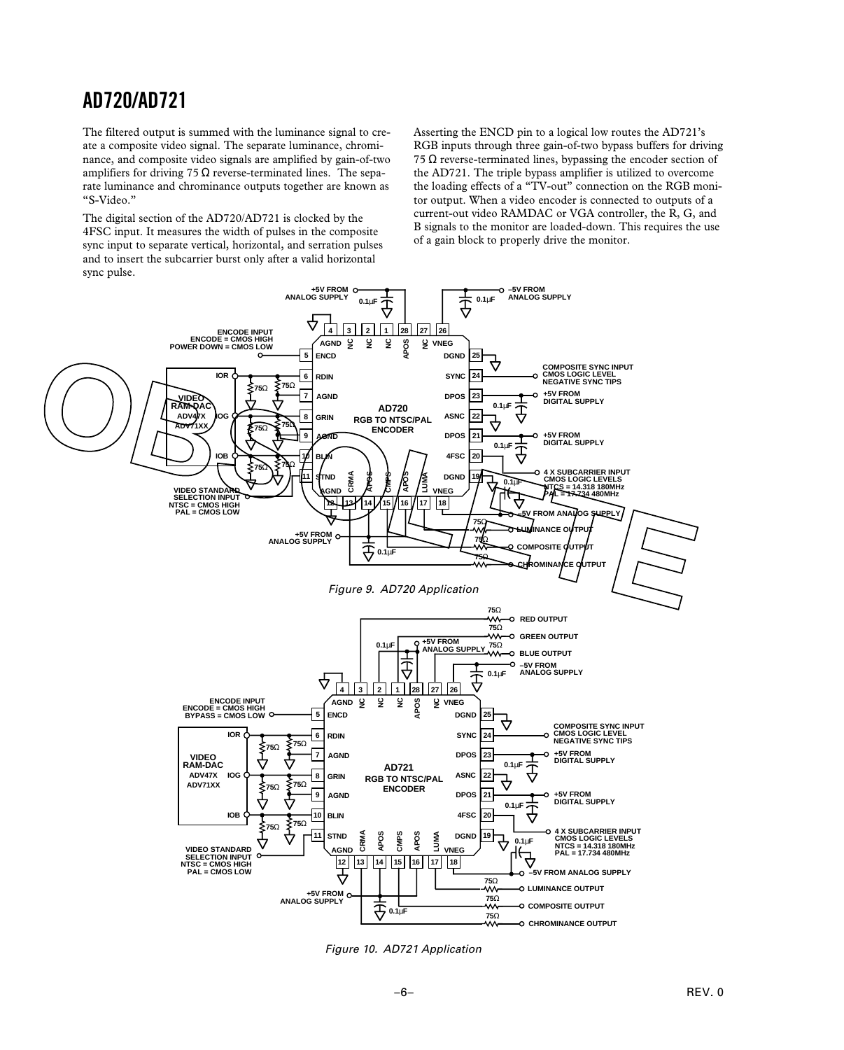The filtered output is summed with the luminance signal to create a composite video signal. The separate luminance, chrominance, and composite video signals are amplified by gain-of-two amplifiers for driving 75 Ω reverse-terminated lines. The separate luminance and chrominance outputs together are known as "S-Video."

The digital section of the AD720/AD721 is clocked by the 4FSC input. It measures the width of pulses in the composite sync input to separate vertical, horizontal, and serration pulses and to insert the subcarrier burst only after a valid horizontal sync pulse.

Asserting the ENCD pin to a logical low routes the AD721's RGB inputs through three gain-of-two bypass buffers for driving 75 Ω reverse-terminated lines, bypassing the encoder section of the AD721. The triple bypass amplifier is utilized to overcome the loading effects of a "TV-out" connection on the RGB monitor output. When a video encoder is connected to outputs of a current-out video RAMDAC or VGA controller, the R, G, and B signals to the monitor are loaded-down. This requires the use of a gain block to properly drive the monitor.

+5V FROM ANALOG SUPPLY
0.1μF
–5V FROM ANALOG SUPPLY
ENCODE INPUT
ENCODE = CMOS HIGH
POWER DOWN = CMOS LOW
VIDEO RAM-DAC
ADV47X
ADV71XX
IOR
IOG
IOB
75Ω
AD720
RGB TO NTSC/PAL ENCODER
AGND NC NC NC APOS NC VNEG
ENCD RDIN AGND GRIN AGND BLIN STND AGND
CRMA APOS CMPS APOS LUMA
DGND SYNC DPOS ASNC DPOS 4FSC DGND VNEG
COMPOSITE SYNC INPUT
CMOS LOGIC LEVEL
NEGATIVE SYNC TIPS
+5V FROM DIGITAL SUPPLY
4 X SUBCARRIER INPUT
CMOS LOGIC LEVELS
NTCS = 14.318 180MHz
PAL = 17.734 480MHz
–5V FROM ANALOG SUPPLY
LUMINANCE OUTPUT
COMPOSITE OUTPUT
CHROMINANCE OUTPUT
VIDEO STANDARD SELECTION INPUT
NTSC = CMOS HIGH
PAL = CMOS LOW
+5V FROM ANALOG SUPPLY
OBSOLETE

*Figure 9. AD720 Application*

RED OUTPUT
GREEN OUTPUT
BLUE OUTPUT
+5V FROM ANALOG SUPPLY
–5V FROM ANALOG SUPPLY
0.1μF
75Ω
ENCODE INPUT
ENCODE = CMOS HIGH
BYPASS = CMOS LOW
VIDEO RAM-DAC
ADV47X
ADV71XX
IOR
IOG
IOB
AD721
RGB TO NTSC/PAL ENCODER
AGND NC NC NC APOS NC VNEG
ENCD RDIN AGND GRIN AGND BLIN STND AGND
CRMA APOS CMPS APOS LUMA
DGND SYNC DPOS ASNC DPOS 4FSC DGND VNEG
COMPOSITE SYNC INPUT
CMOS LOGIC LEVEL
NEGATIVE SYNC TIPS
+5V FROM DIGITAL SUPPLY
4 X SUBCARRIER INPUT
CMOS LOGIC LEVELS
NTCS = 14.318 180MHz
PAL = 17.734 480MHz
–5V FROM ANALOG SUPPLY
LUMINANCE OUTPUT
COMPOSITE OUTPUT
CHROMINANCE OUTPUT
VIDEO STANDARD SELECTION INPUT
NTSC = CMOS HIGH
PAL = CMOS LOW
+5V FROM ANALOG SUPPLY

*Figure 10. AD721 Application*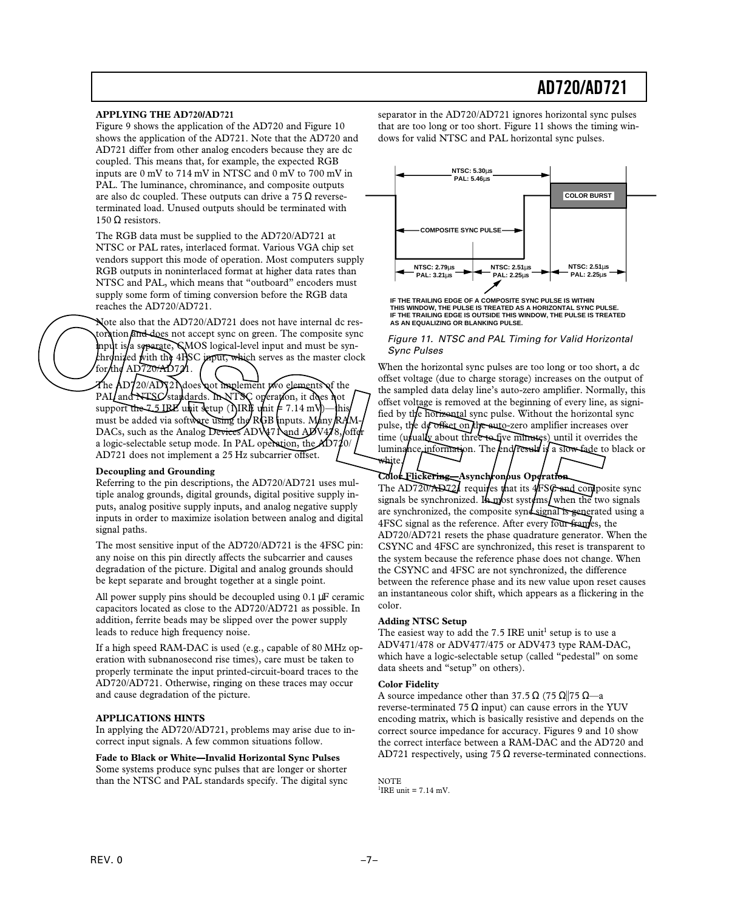## APPLYING THE AD720/AD721

Figure 9 shows the application of the AD720 and Figure 10 shows the application of the AD721. Note that the AD720 and AD721 differ from other analog encoders because they are dc coupled. This means that, for example, the expected RGB inputs are 0 mV to 714 mV in NTSC and 0 mV to 700 mV in PAL. The luminance, chrominance, and composite outputs are also dc coupled. These outputs can drive a 75 Ω reverse-terminated load. Unused outputs should be terminated with 150 Ω resistors.

The RGB data must be supplied to the AD720/AD721 at NTSC or PAL rates, interlaced format. Various VGA chip set vendors support this mode of operation. Most computers supply RGB outputs in noninterlaced format at higher data rates than NTSC and PAL, which means that "outboard" encoders must supply some form of timing conversion before the RGB data reaches the AD720/AD721.

Note also that the AD720/AD721 does not have internal dc restoration and does not accept sync on green. The composite sync input is a separate, CMOS logical-level input and must be synchronized with the 4FSC input, which serves as the master clock for the AD720/AD721.

The AD720/AD721 does not implement two elements of the PAL and NTSC standards. In NTSC operation, it does not support the 7.5 IRE unit setup (1 IRE unit = 7.14 mV)—this must be added via software using the RGB inputs. Many RAM-DACs, such as the Analog Devices ADV471 and ADV478, offer a logic-selectable setup mode. In PAL operation, the AD720/AD721 does not implement a 25 Hz subcarrier offset.

### Decoupling and Grounding

Referring to the pin descriptions, the AD720/AD721 uses multiple analog grounds, digital grounds, digital positive supply inputs, analog positive supply inputs, and analog negative supply inputs in order to maximize isolation between analog and digital signal paths.

The most sensitive input of the AD720/AD721 is the 4FSC pin: any noise on this pin directly affects the subcarrier and causes degradation of the picture. Digital and analog grounds should be kept separate and brought together at a single point.

All power supply pins should be decoupled using 0.1 μF ceramic capacitors located as close to the AD720/AD721 as possible. In addition, ferrite beads may be slipped over the power supply leads to reduce high frequency noise.

If a high speed RAM-DAC is used (e.g., capable of 80 MHz operation with subnanosecond rise times), care must be taken to properly terminate the input printed-circuit-board traces to the AD720/AD721. Otherwise, ringing on these traces may occur and cause degradation of the picture.

## APPLICATIONS HINTS

In applying the AD720/AD721, problems may arise due to incorrect input signals. A few common situations follow.

### Fade to Black or White—Invalid Horizontal Sync Pulses

Some systems produce sync pulses that are longer or shorter than the NTSC and PAL standards specify. The digital sync separator in the AD720/AD721 ignores horizontal sync pulses that are too long or too short. Figure 11 shows the timing windows for valid NTSC and PAL horizontal sync pulses.

NTSC: 5.30μs
PAL: 5.46μs
COLOR BURST
COMPOSITE SYNC PULSE
NTSC: 2.79μs
PAL: 3.21μs
NTSC: 2.51μs
PAL: 2.25μs
NTSC: 2.51μs
PAL: 2.25μs
IF THE TRAILING EDGE OF A COMPOSITE SYNC PULSE IS WITHIN THIS WINDOW, THE PULSE IS TREATED AS A HORIZONTAL SYNC PULSE. IF THE TRAILING EDGE IS OUTSIDE THIS WINDOW, THE PULSE IS TREATED AS AN EQUALIZING OR BLANKING PULSE.

*Figure 11. NTSC and PAL Timing for Valid Horizontal Sync Pulses*

When the horizontal sync pulses are too long or too short, a dc offset voltage (due to charge storage) increases on the output of the sampled data delay line's auto-zero amplifier. Normally, this offset voltage is removed at the beginning of every line, as signified by the horizontal sync pulse. Without the horizontal sync pulse, the dc offset on the auto-zero amplifier increases over time (usually about three to five minutes) until it overrides the luminance information. The end result is a slow fade to black or white.

### Color Flickering—Asynchronous Operation

The AD720/AD721 requires that its 4FSC and composite sync signals be synchronized. In most systems, when the two signals are synchronized, the composite sync signal is generated using a 4FSC signal as the reference. After every four frames, the AD720/AD721 resets the phase quadrature generator. When the CSYNC and 4FSC are synchronized, this reset is transparent to the system because the reference phase does not change. When the CSYNC and 4FSC are not synchronized, the difference between the reference phase and its new value upon reset causes an instantaneous color shift, which appears as a flickering in the color.

### Adding NTSC Setup

The easiest way to add the 7.5 IRE unit[1] setup is to use a ADV471/478 or ADV477/475 or ADV473 type RAM-DAC, which have a logic-selectable setup (called "pedestal" on some data sheets and "setup" on others).

### Color Fidelity

A source impedance other than 37.5 Ω (75 Ω||75 Ω—a reverse-terminated 75 Ω input) can cause errors in the YUV encoding matrix, which is basically resistive and depends on the correct source impedance for accuracy. Figures 9 and 10 show the correct interface between a RAM-DAC and the AD720 and AD721 respectively, using 75 Ω reverse-terminated connections.

NOTE
[1]IRE unit = 7.14 mV.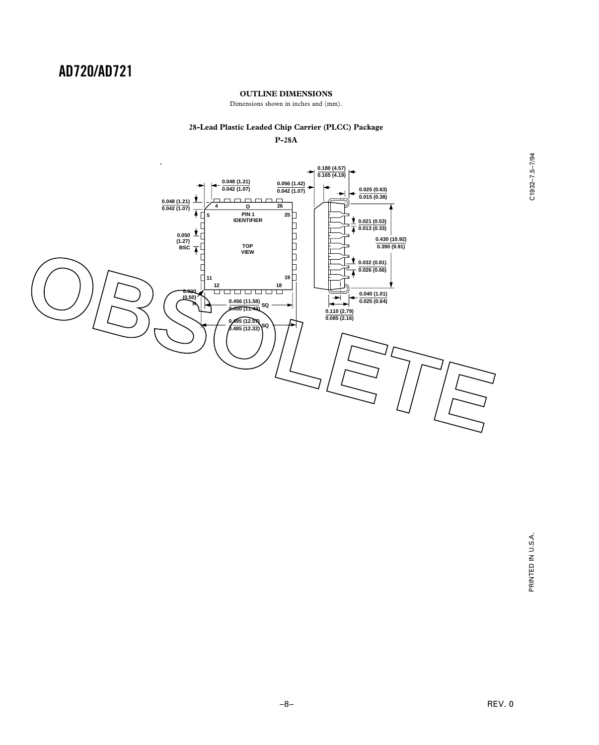## OUTLINE DIMENSIONS

Dimensions shown in inches and (mm).

### 28-Lead Plastic Leaded Chip Carrier (PLCC) Package

**P-28A**

0.180 (4.57)
0.165 (4.19)

0.048 (1.21)
0.042 (1.07)

0.056 (1.42)
0.042 (1.07)

0.025 (0.63)
0.015 (0.38)

0.048 (1.21)
0.042 (1.07)

4
26
5
25

PIN 1
IDENTIFIER

0.021 (0.53)
0.013 (0.33)

0.050
(1.27)
BSC

TOP
VIEW

0.430 (10.92)
0.390 (9.91)

0.032 (0.81)
0.026 (0.66)

11
19
12
18

0.020
(0.50)
R

0.456 (11.58)
0.450 (11.43)
SQ

0.040 (1.01)
0.025 (0.64)

0.110 (2.79)
0.085 (2.16)

0.495 (12.57)
0.485 (12.32)
SQ

OBSOLETE

C1932–7.5–7/94

PRINTED IN U.S.A.